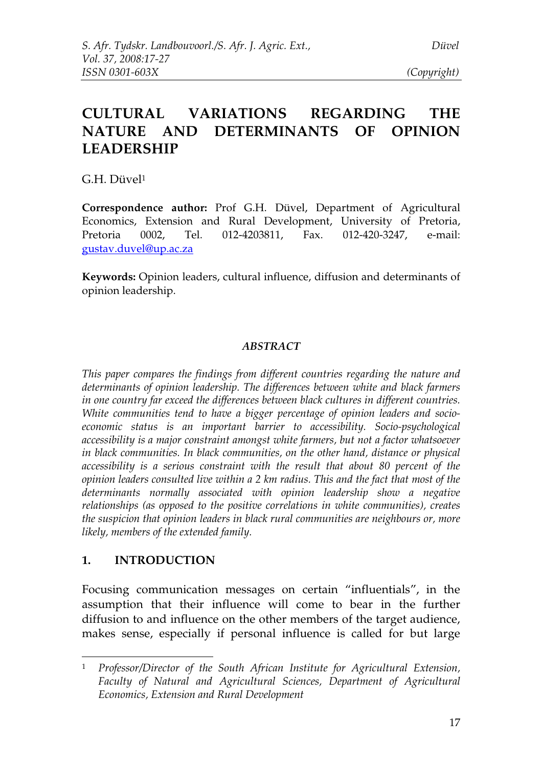# CULTURAL VARIATIONS REGARDING THE NATURE AND DETERMINANTS OF OPINION LEADERSHIP

G.H. Düvel[1]

**Correspondence author:** Prof G.H. Düvel, Department of Agricultural Economics, Extension and Rural Development, University of Pretoria, Pretoria 0002, Tel. 012-4203811, Fax. 012-420-3247, e-mail: gustav.duvel@up.ac.za

**Keywords:** Opinion leaders, cultural influence, diffusion and determinants of opinion leadership.

### *ABSTRACT*

*This paper compares the findings from different countries regarding the nature and determinants of opinion leadership. The differences between white and black farmers in one country far exceed the differences between black cultures in different countries. White communities tend to have a bigger percentage of opinion leaders and socio-economic status is an important barrier to accessibility. Socio-psychological accessibility is a major constraint amongst white farmers, but not a factor whatsoever in black communities. In black communities, on the other hand, distance or physical accessibility is a serious constraint with the result that about 80 percent of the opinion leaders consulted live within a 2 km radius. This and the fact that most of the determinants normally associated with opinion leadership show a negative relationships (as opposed to the positive correlations in white communities), creates the suspicion that opinion leaders in black rural communities are neighbours or, more likely, members of the extended family.*

## 1. INTRODUCTION

Focusing communication messages on certain "influentials", in the assumption that their influence will come to bear in the further diffusion to and influence on the other members of the target audience, makes sense, especially if personal influence is called for but large

---

[1] *Professor/Director of the South African Institute for Agricultural Extension, Faculty of Natural and Agricultural Sciences, Department of Agricultural Economics, Extension and Rural Development*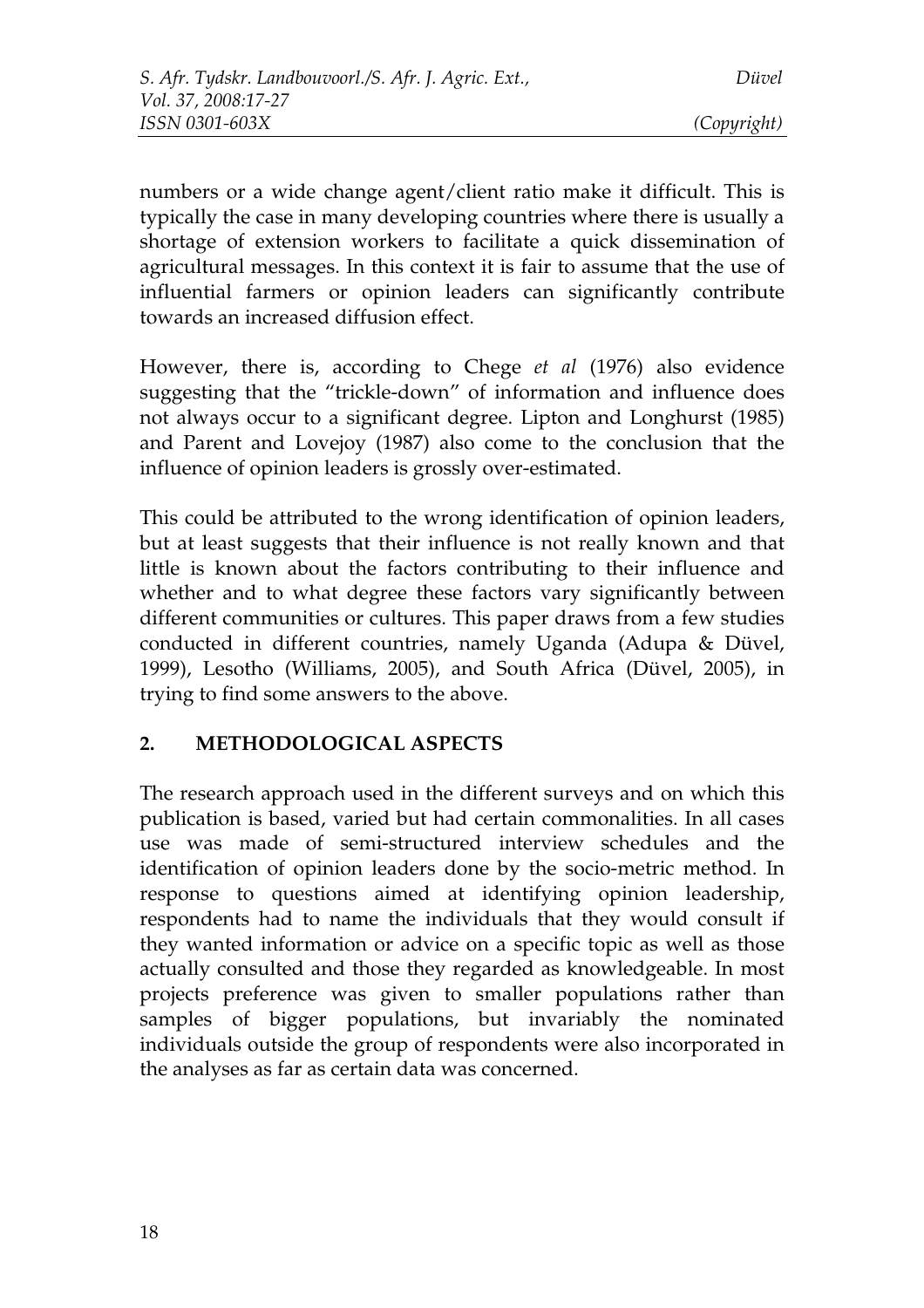numbers or a wide change agent/client ratio make it difficult. This is typically the case in many developing countries where there is usually a shortage of extension workers to facilitate a quick dissemination of agricultural messages. In this context it is fair to assume that the use of influential farmers or opinion leaders can significantly contribute towards an increased diffusion effect.

However, there is, according to Chege *et al* (1976) also evidence suggesting that the "trickle-down" of information and influence does not always occur to a significant degree. Lipton and Longhurst (1985) and Parent and Lovejoy (1987) also come to the conclusion that the influence of opinion leaders is grossly over-estimated.

This could be attributed to the wrong identification of opinion leaders, but at least suggests that their influence is not really known and that little is known about the factors contributing to their influence and whether and to what degree these factors vary significantly between different communities or cultures. This paper draws from a few studies conducted in different countries, namely Uganda (Adupa & Düvel, 1999), Lesotho (Williams, 2005), and South Africa (Düvel, 2005), in trying to find some answers to the above.

## 2. METHODOLOGICAL ASPECTS

The research approach used in the different surveys and on which this publication is based, varied but had certain commonalities. In all cases use was made of semi-structured interview schedules and the identification of opinion leaders done by the socio-metric method. In response to questions aimed at identifying opinion leadership, respondents had to name the individuals that they would consult if they wanted information or advice on a specific topic as well as those actually consulted and those they regarded as knowledgeable. In most projects preference was given to smaller populations rather than samples of bigger populations, but invariably the nominated individuals outside the group of respondents were also incorporated in the analyses as far as certain data was concerned.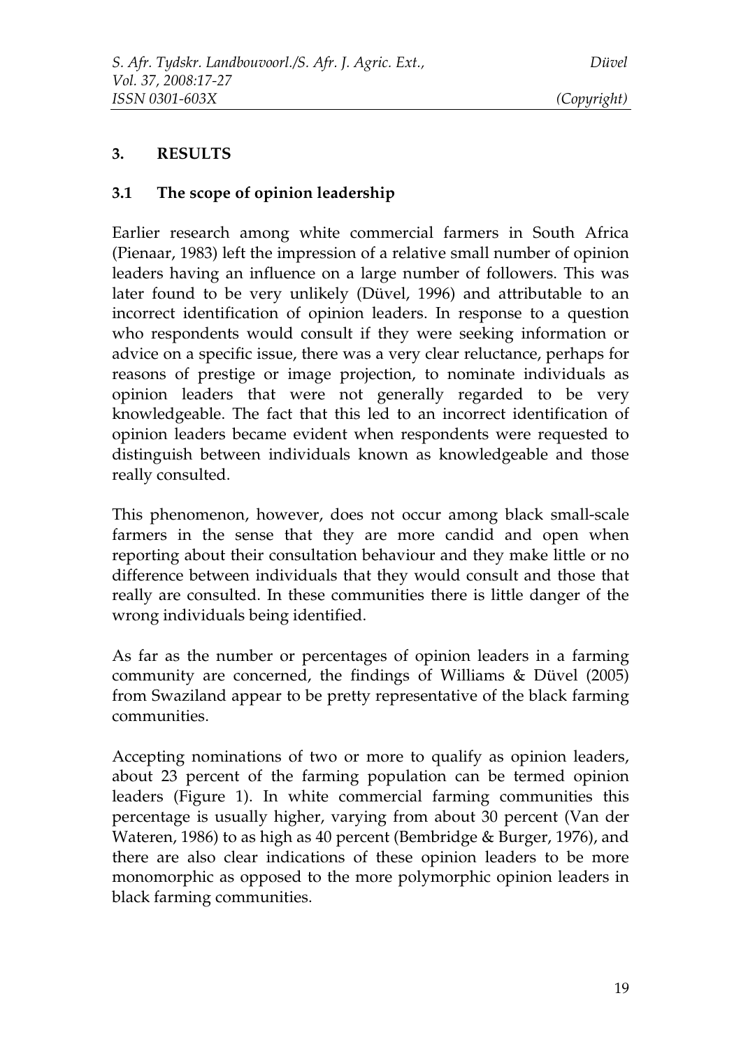## 3. RESULTS

### 3.1 The scope of opinion leadership

Earlier research among white commercial farmers in South Africa (Pienaar, 1983) left the impression of a relative small number of opinion leaders having an influence on a large number of followers. This was later found to be very unlikely (Düvel, 1996) and attributable to an incorrect identification of opinion leaders. In response to a question who respondents would consult if they were seeking information or advice on a specific issue, there was a very clear reluctance, perhaps for reasons of prestige or image projection, to nominate individuals as opinion leaders that were not generally regarded to be very knowledgeable. The fact that this led to an incorrect identification of opinion leaders became evident when respondents were requested to distinguish between individuals known as knowledgeable and those really consulted.

This phenomenon, however, does not occur among black small-scale farmers in the sense that they are more candid and open when reporting about their consultation behaviour and they make little or no difference between individuals that they would consult and those that really are consulted. In these communities there is little danger of the wrong individuals being identified.

As far as the number or percentages of opinion leaders in a farming community are concerned, the findings of Williams & Düvel (2005) from Swaziland appear to be pretty representative of the black farming communities.

Accepting nominations of two or more to qualify as opinion leaders, about 23 percent of the farming population can be termed opinion leaders (Figure 1). In white commercial farming communities this percentage is usually higher, varying from about 30 percent (Van der Wateren, 1986) to as high as 40 percent (Bembridge & Burger, 1976), and there are also clear indications of these opinion leaders to be more monomorphic as opposed to the more polymorphic opinion leaders in black farming communities.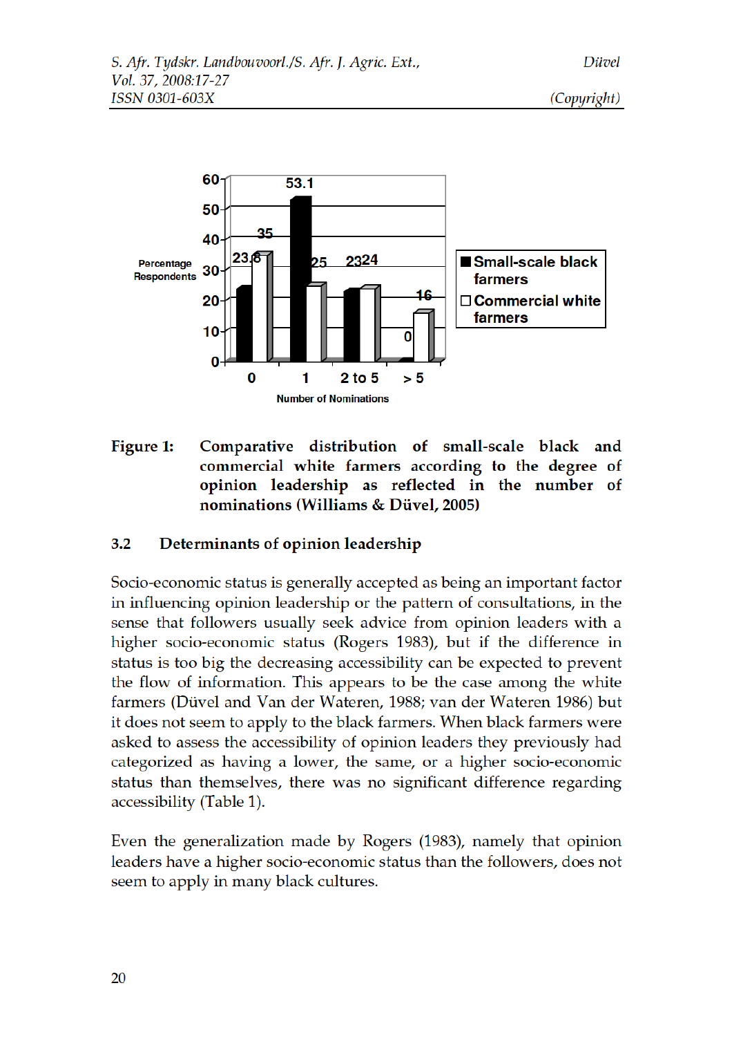**Figure 1: Comparative distribution of small-scale black and commercial white farmers according to the degree of opinion leadership as reflected in the number of nominations (Williams & Düvel, 2005)**

### 3.2 Determinants of opinion leadership

Socio-economic status is generally accepted as being an important factor in influencing opinion leadership or the pattern of consultations, in the sense that followers usually seek advice from opinion leaders with a higher socio-economic status (Rogers 1983), but if the difference in status is too big the decreasing accessibility can be expected to prevent the flow of information. This appears to be the case among the white farmers (Düvel and Van der Wateren, 1988; van der Wateren 1986) but it does not seem to apply to the black farmers. When black farmers were asked to assess the accessibility of opinion leaders they previously had categorized as having a lower, the same, or a higher socio-economic status than themselves, there was no significant difference regarding accessibility (Table 1).

Even the generalization made by Rogers (1983), namely that opinion leaders have a higher socio-economic status than the followers, does not seem to apply in many black cultures.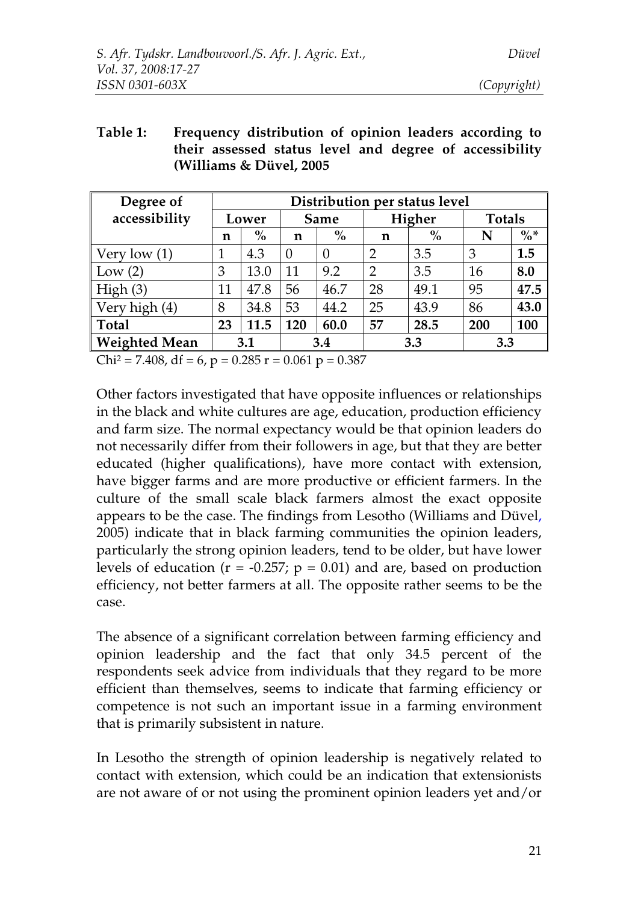**Table 1: Frequency distribution of opinion leaders according to their assessed status level and degree of accessibility (Williams & Düvel, 2005**

| Degree of accessibility | Distribution per status level | | | | | | | |
|---|---|---|---|---|---|---|---|---|
| | Lower | | Same | | Higher | | Totals | |
| | n | % | n | % | n | % | N | %* |
| Very low (1) | 1 | 4.3 | 0 | 0 | 2 | 3.5 | 3 | **1.5** |
| Low (2) | 3 | 13.0 | 11 | 9.2 | 2 | 3.5 | 16 | **8.0** |
| High (3) | 11 | 47.8 | 56 | 46.7 | 28 | 49.1 | 95 | **47.5** |
| Very high (4) | 8 | 34.8 | 53 | 44.2 | 25 | 43.9 | 86 | **43.0** |
| **Total** | **23** | **11.5** | **120** | **60.0** | **57** | **28.5** | **200** | **100** |
| **Weighted Mean** | **3.1** | | **3.4** | | **3.3** | | **3.3** | |

$Chi^2 = 7.408$, df = 6, p = 0.285 r = 0.061 p = 0.387

Other factors investigated that have opposite influences or relationships in the black and white cultures are age, education, production efficiency and farm size. The normal expectancy would be that opinion leaders do not necessarily differ from their followers in age, but that they are better educated (higher qualifications), have more contact with extension, have bigger farms and are more productive or efficient farmers. In the culture of the small scale black farmers almost the exact opposite appears to be the case. The findings from Lesotho (Williams and Düvel, 2005) indicate that in black farming communities the opinion leaders, particularly the strong opinion leaders, tend to be older, but have lower levels of education ($r = -0.257$; $p = 0.01$) and are, based on production efficiency, not better farmers at all. The opposite rather seems to be the case.

The absence of a significant correlation between farming efficiency and opinion leadership and the fact that only 34.5 percent of the respondents seek advice from individuals that they regard to be more efficient than themselves, seems to indicate that farming efficiency or competence is not such an important issue in a farming environment that is primarily subsistent in nature.

In Lesotho the strength of opinion leadership is negatively related to contact with extension, which could be an indication that extensionists are not aware of or not using the prominent opinion leaders yet and/or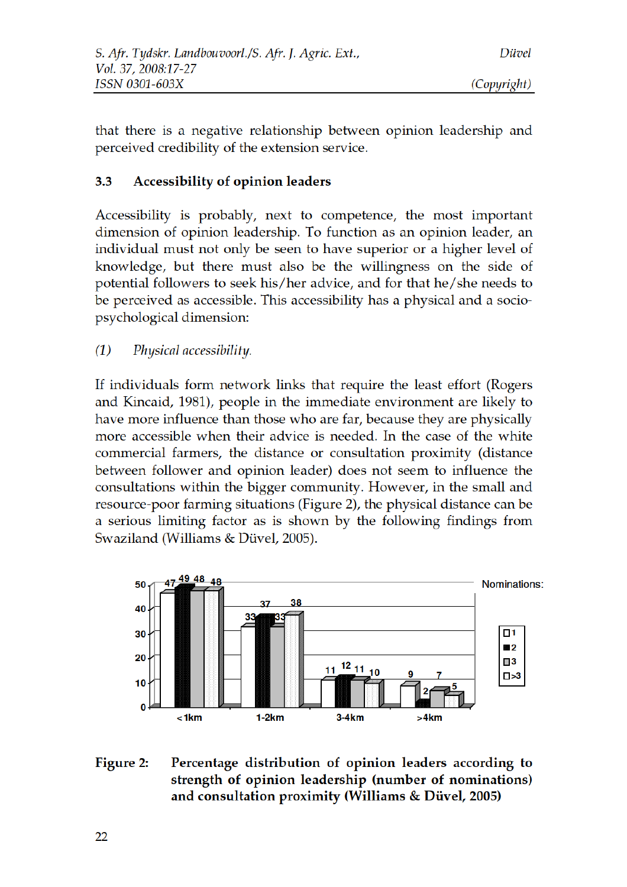that there is a negative relationship between opinion leadership and perceived credibility of the extension service.

### 3.3 Accessibility of opinion leaders

Accessibility is probably, next to competence, the most important dimension of opinion leadership. To function as an opinion leader, an individual must not only be seen to have superior or a higher level of knowledge, but there must also be the willingness on the side of potential followers to seek his/her advice, and for that he/she needs to be perceived as accessible. This accessibility has a physical and a socio-psychological dimension:

*(1) Physical accessibility.*

If individuals form network links that require the least effort (Rogers and Kincaid, 1981), people in the immediate environment are likely to have more influence than those who are far, because they are physically more accessible when their advice is needed. In the case of the white commercial farmers, the distance or consultation proximity (distance between follower and opinion leader) does not seem to influence the consultations within the bigger community. However, in the small and resource-poor farming situations (Figure 2), the physical distance can be a serious limiting factor as is shown by the following findings from Swaziland (Williams & Düvel, 2005).

| Nominations: | <1km | 1-2km | 3-4km | >4km |
|---|---|---|---|---|
| 1 | 47 | 33 | 11 | 9 |
| 2 | 49 | 37 | 12 | 2 |
| 3 | 48 | 33 | 11 | 7 |
| >3 | 48 | 38 | 10 | 5 |

**Figure 2: Percentage distribution of opinion leaders according to strength of opinion leadership (number of nominations) and consultation proximity (Williams & Düvel, 2005)**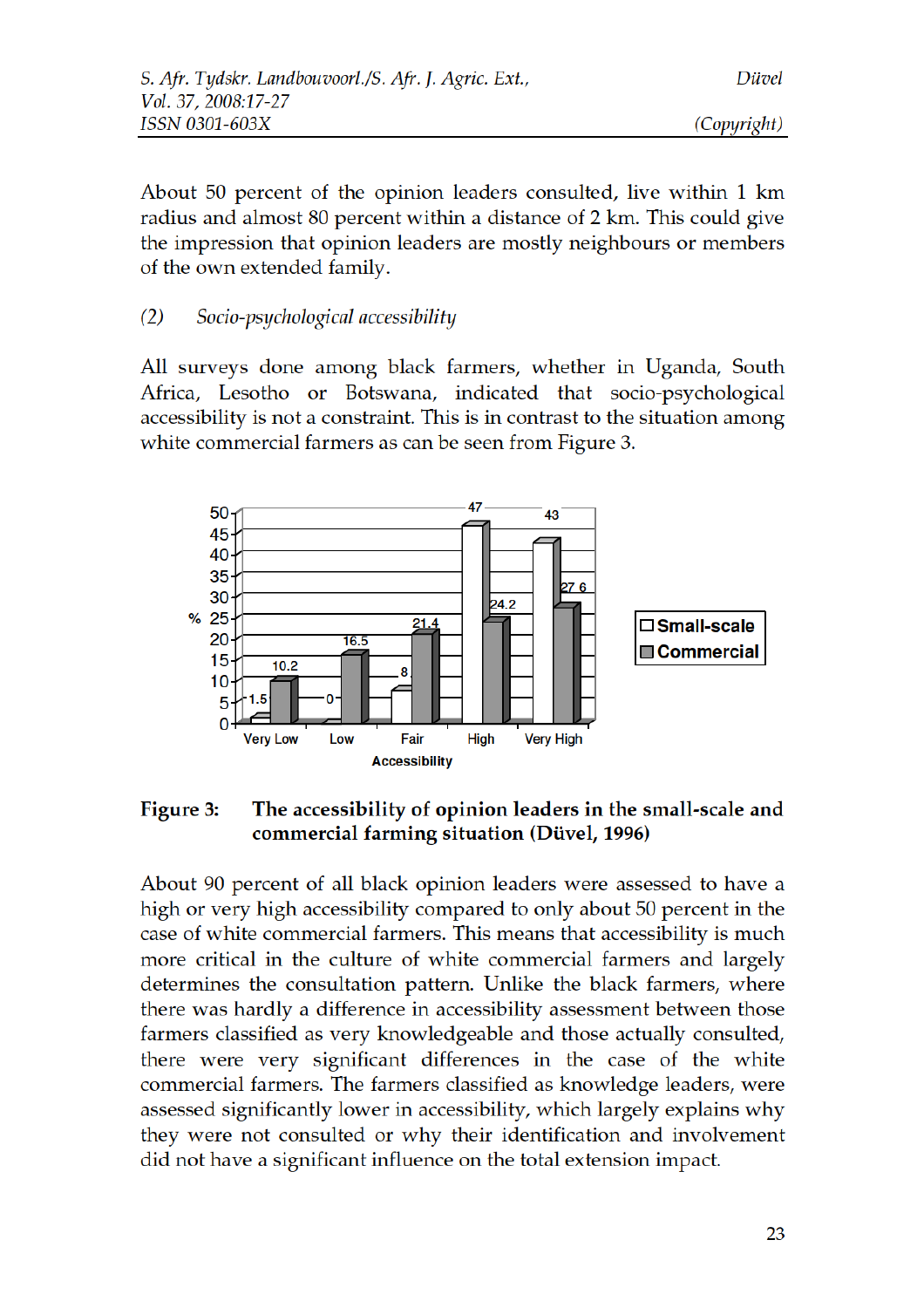About 50 percent of the opinion leaders consulted, live within 1 km radius and almost 80 percent within a distance of 2 km. This could give the impression that opinion leaders are mostly neighbours or members of the own extended family.

*(2) Socio-psychological accessibility*

All surveys done among black farmers, whether in Uganda, South Africa, Lesotho or Botswana, indicated that socio-psychological accessibility is not a constraint. This is in contrast to the situation among white commercial farmers as can be seen from Figure 3.

**Figure 3: The accessibility of opinion leaders in the small-scale and commercial farming situation (Düvel, 1996)**

About 90 percent of all black opinion leaders were assessed to have a high or very high accessibility compared to only about 50 percent in the case of white commercial farmers. This means that accessibility is much more critical in the culture of white commercial farmers and largely determines the consultation pattern. Unlike the black farmers, where there was hardly a difference in accessibility assessment between those farmers classified as very knowledgeable and those actually consulted, there were very significant differences in the case of the white commercial farmers. The farmers classified as knowledge leaders, were assessed significantly lower in accessibility, which largely explains why they were not consulted or why their identification and involvement did not have a significant influence on the total extension impact.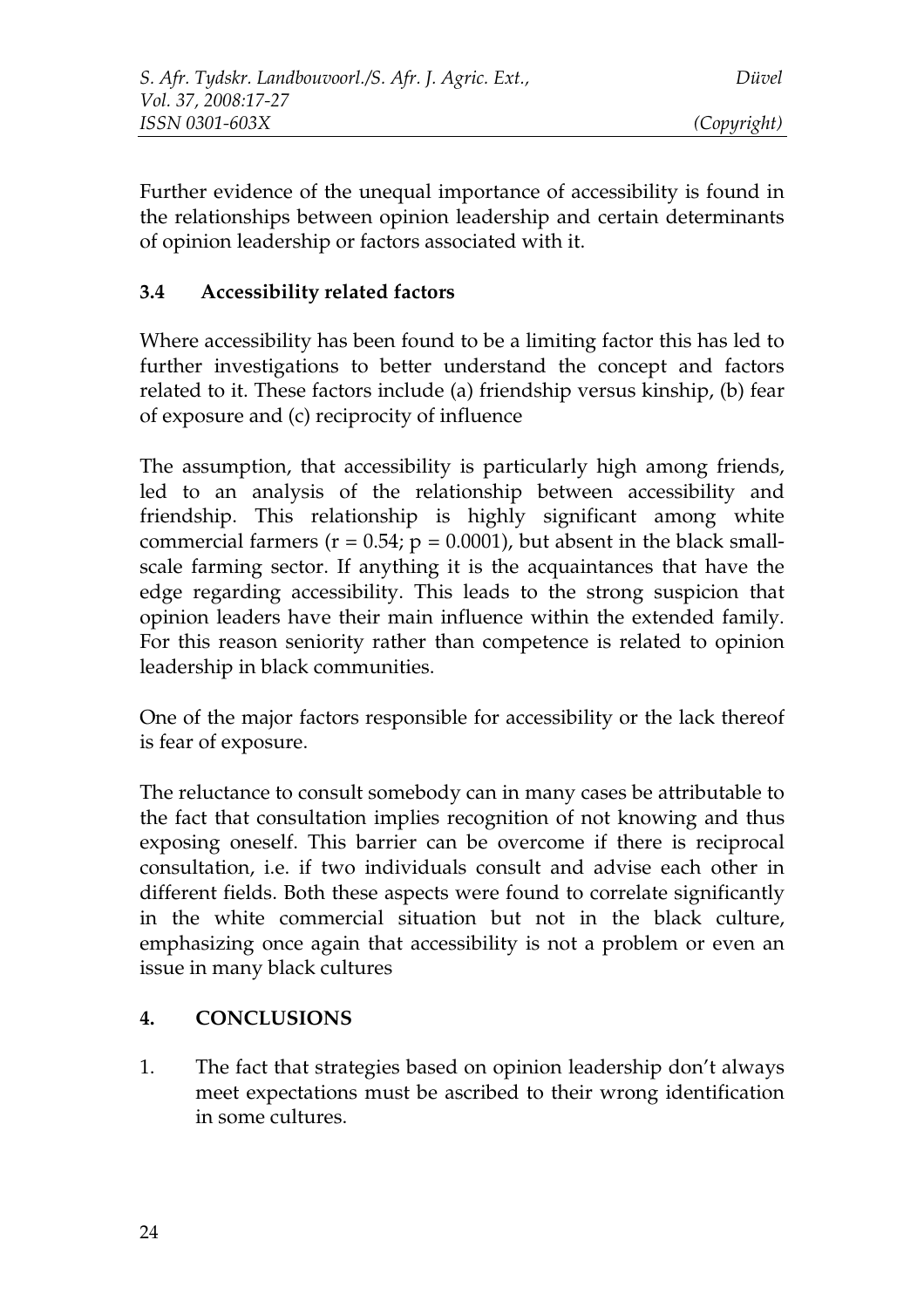Further evidence of the unequal importance of accessibility is found in the relationships between opinion leadership and certain determinants of opinion leadership or factors associated with it.

### 3.4 Accessibility related factors

Where accessibility has been found to be a limiting factor this has led to further investigations to better understand the concept and factors related to it. These factors include (a) friendship versus kinship, (b) fear of exposure and (c) reciprocity of influence

The assumption, that accessibility is particularly high among friends, led to an analysis of the relationship between accessibility and friendship. This relationship is highly significant among white commercial farmers ($r = 0.54$; $p = 0.0001$), but absent in the black small-scale farming sector. If anything it is the acquaintances that have the edge regarding accessibility. This leads to the strong suspicion that opinion leaders have their main influence within the extended family. For this reason seniority rather than competence is related to opinion leadership in black communities.

One of the major factors responsible for accessibility or the lack thereof is fear of exposure.

The reluctance to consult somebody can in many cases be attributable to the fact that consultation implies recognition of not knowing and thus exposing oneself. This barrier can be overcome if there is reciprocal consultation, i.e. if two individuals consult and advise each other in different fields. Both these aspects were found to correlate significantly in the white commercial situation but not in the black culture, emphasizing once again that accessibility is not a problem or even an issue in many black cultures

## 4. CONCLUSIONS

1. The fact that strategies based on opinion leadership don't always meet expectations must be ascribed to their wrong identification in some cultures.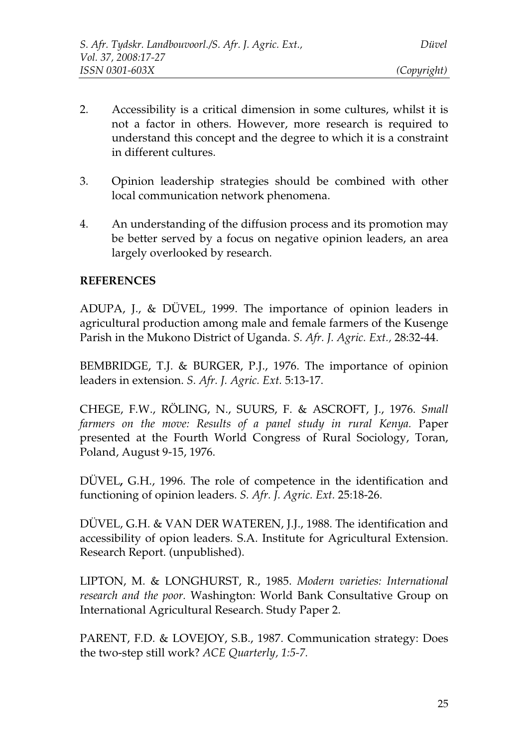2. Accessibility is a critical dimension in some cultures, whilst it is not a factor in others. However, more research is required to understand this concept and the degree to which it is a constraint in different cultures.

3. Opinion leadership strategies should be combined with other local communication network phenomena.

4. An understanding of the diffusion process and its promotion may be better served by a focus on negative opinion leaders, an area largely overlooked by research.

**REFERENCES**

ADUPA, J., & DÜVEL, 1999. The importance of opinion leaders in agricultural production among male and female farmers of the Kusenge Parish in the Mukono District of Uganda. *S. Afr. J. Agric. Ext.*, 28:32-44.

BEMBRIDGE, T.J. & BURGER, P.J., 1976. The importance of opinion leaders in extension. *S. Afr. J. Agric. Ext.* 5:13-17.

CHEGE, F.W., RÖLING, N., SUURS, F. & ASCROFT, J., 1976. *Small farmers on the move: Results of a panel study in rural Kenya.* Paper presented at the Fourth World Congress of Rural Sociology, Toran, Poland, August 9-15, 1976.

DÜVEL**,** G.H., 1996. The role of competence in the identification and functioning of opinion leaders. *S. Afr. J. Agric. Ext.* 25:18-26.

DÜVEL, G.H. & VAN DER WATEREN, J.J., 1988. The identification and accessibility of opion leaders. S.A. Institute for Agricultural Extension. Research Report. (unpublished).

LIPTON, M. & LONGHURST, R., 1985. *Modern varieties: International research and the poor.* Washington: World Bank Consultative Group on International Agricultural Research. Study Paper 2.

PARENT, F.D. & LOVEJOY, S.B., 1987. Communication strategy: Does the two-step still work? *ACE Quarterly, 1:5-7.*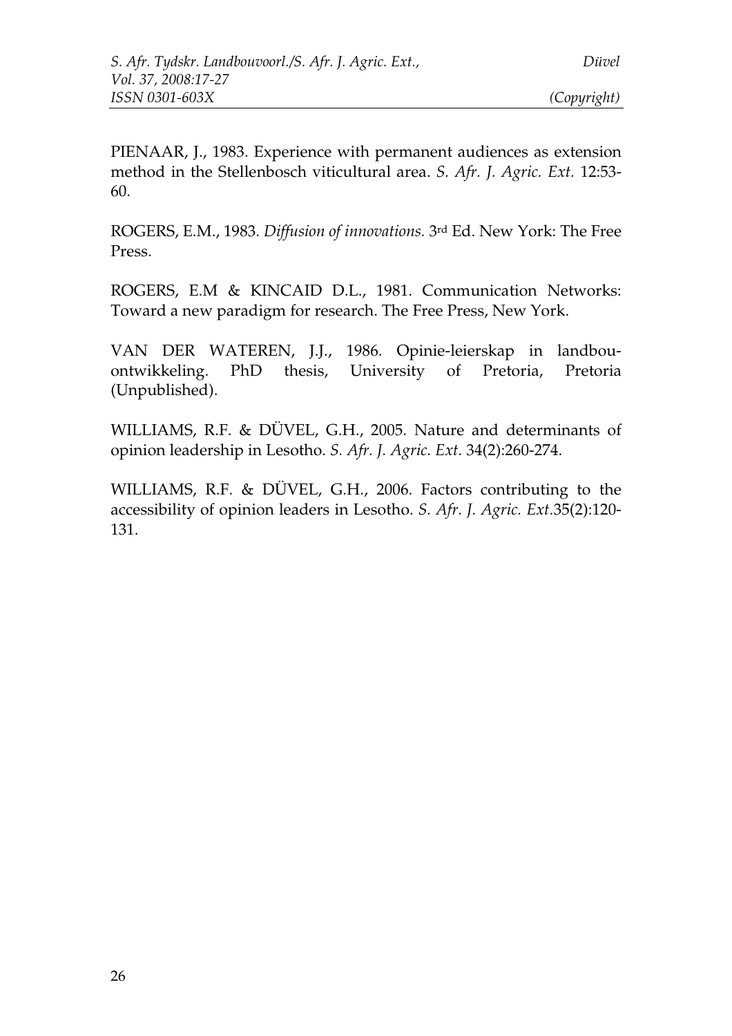PIENAAR, J., 1983. Experience with permanent audiences as extension method in the Stellenbosch viticultural area. *S. Afr. J. Agric. Ext.* 12:53-60.

ROGERS, E.M., 1983. *Diffusion of innovations.* 3rd Ed. New York: The Free Press.

ROGERS, E.M & KINCAID D.L., 1981. Communication Networks: Toward a new paradigm for research. The Free Press, New York.

VAN DER WATEREN, J.J., 1986. Opinie-leierskap in landbou-ontwikkeling. PhD thesis, University of Pretoria, Pretoria (Unpublished).

WILLIAMS, R.F. & DÜVEL, G.H., 2005. Nature and determinants of opinion leadership in Lesotho. *S. Afr. J. Agric. Ext.* 34(2):260-274.

WILLIAMS, R.F. & DÜVEL, G.H., 2006. Factors contributing to the accessibility of opinion leaders in Lesotho. *S. Afr. J. Agric. Ext.*35(2):120-131.